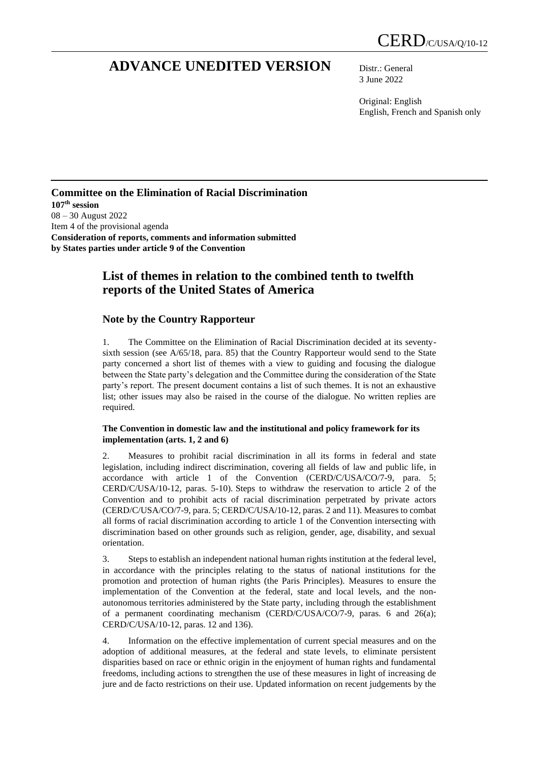CERD/C/USA/Q/10-12

# ADVANCE UNEDITED VERSION

Distr.: General
3 June 2022

Original: English
English, French and Spanish only

**Committee on the Elimination of Racial Discrimination**
**107th session**
08 – 30 August 2022
Item 4 of the provisional agenda
**Consideration of reports, comments and information submitted by States parties under article 9 of the Convention**

## List of themes in relation to the combined tenth to twelfth reports of the United States of America

### Note by the Country Rapporteur

1. The Committee on the Elimination of Racial Discrimination decided at its seventy-sixth session (see A/65/18, para. 85) that the Country Rapporteur would send to the State party concerned a short list of themes with a view to guiding and focusing the dialogue between the State party's delegation and the Committee during the consideration of the State party's report. The present document contains a list of such themes. It is not an exhaustive list; other issues may also be raised in the course of the dialogue. No written replies are required.

**The Convention in domestic law and the institutional and policy framework for its implementation (arts. 1, 2 and 6)**

2. Measures to prohibit racial discrimination in all its forms in federal and state legislation, including indirect discrimination, covering all fields of law and public life, in accordance with article 1 of the Convention (CERD/C/USA/CO/7-9, para. 5; CERD/C/USA/10-12, paras. 5-10). Steps to withdraw the reservation to article 2 of the Convention and to prohibit acts of racial discrimination perpetrated by private actors (CERD/C/USA/CO/7-9, para. 5; CERD/C/USA/10-12, paras. 2 and 11). Measures to combat all forms of racial discrimination according to article 1 of the Convention intersecting with discrimination based on other grounds such as religion, gender, age, disability, and sexual orientation.

3. Steps to establish an independent national human rights institution at the federal level, in accordance with the principles relating to the status of national institutions for the promotion and protection of human rights (the Paris Principles). Measures to ensure the implementation of the Convention at the federal, state and local levels, and the non-autonomous territories administered by the State party, including through the establishment of a permanent coordinating mechanism (CERD/C/USA/CO/7-9, paras. 6 and 26(a); CERD/C/USA/10-12, paras. 12 and 136).

4. Information on the effective implementation of current special measures and on the adoption of additional measures, at the federal and state levels, to eliminate persistent disparities based on race or ethnic origin in the enjoyment of human rights and fundamental freedoms, including actions to strengthen the use of these measures in light of increasing de jure and de facto restrictions on their use. Updated information on recent judgements by the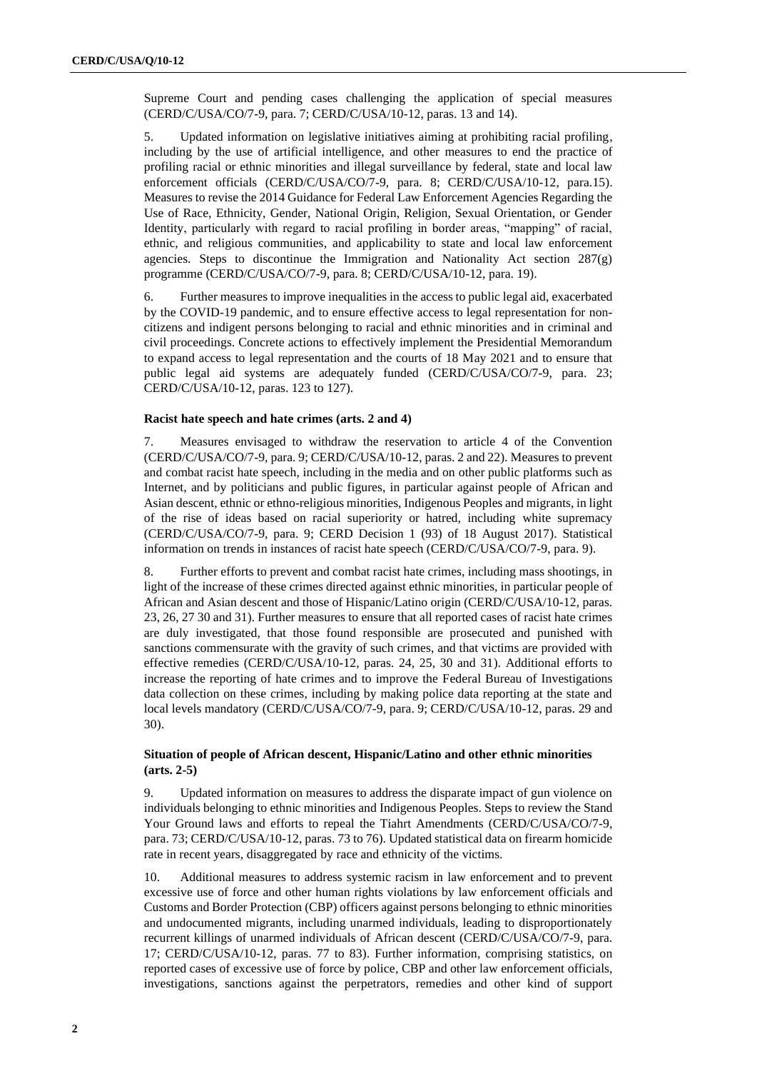Supreme Court and pending cases challenging the application of special measures (CERD/C/USA/CO/7-9, para. 7; CERD/C/USA/10-12, paras. 13 and 14).

5. Updated information on legislative initiatives aiming at prohibiting racial profiling, including by the use of artificial intelligence, and other measures to end the practice of profiling racial or ethnic minorities and illegal surveillance by federal, state and local law enforcement officials (CERD/C/USA/CO/7-9, para. 8; CERD/C/USA/10-12, para.15). Measures to revise the 2014 Guidance for Federal Law Enforcement Agencies Regarding the Use of Race, Ethnicity, Gender, National Origin, Religion, Sexual Orientation, or Gender Identity, particularly with regard to racial profiling in border areas, "mapping" of racial, ethnic, and religious communities, and applicability to state and local law enforcement agencies. Steps to discontinue the Immigration and Nationality Act section 287(g) programme (CERD/C/USA/CO/7-9, para. 8; CERD/C/USA/10-12, para. 19).

6. Further measures to improve inequalities in the access to public legal aid, exacerbated by the COVID-19 pandemic, and to ensure effective access to legal representation for non-citizens and indigent persons belonging to racial and ethnic minorities and in criminal and civil proceedings. Concrete actions to effectively implement the Presidential Memorandum to expand access to legal representation and the courts of 18 May 2021 and to ensure that public legal aid systems are adequately funded (CERD/C/USA/CO/7-9, para. 23; CERD/C/USA/10-12, paras. 123 to 127).

### Racist hate speech and hate crimes (arts. 2 and 4)

7. Measures envisaged to withdraw the reservation to article 4 of the Convention (CERD/C/USA/CO/7-9, para. 9; CERD/C/USA/10-12, paras. 2 and 22). Measures to prevent and combat racist hate speech, including in the media and on other public platforms such as Internet, and by politicians and public figures, in particular against people of African and Asian descent, ethnic or ethno-religious minorities, Indigenous Peoples and migrants, in light of the rise of ideas based on racial superiority or hatred, including white supremacy (CERD/C/USA/CO/7-9, para. 9; CERD Decision 1 (93) of 18 August 2017). Statistical information on trends in instances of racist hate speech (CERD/C/USA/CO/7-9, para. 9).

8. Further efforts to prevent and combat racist hate crimes, including mass shootings, in light of the increase of these crimes directed against ethnic minorities, in particular people of African and Asian descent and those of Hispanic/Latino origin (CERD/C/USA/10-12, paras. 23, 26, 27 30 and 31). Further measures to ensure that all reported cases of racist hate crimes are duly investigated, that those found responsible are prosecuted and punished with sanctions commensurate with the gravity of such crimes, and that victims are provided with effective remedies (CERD/C/USA/10-12, paras. 24, 25, 30 and 31). Additional efforts to increase the reporting of hate crimes and to improve the Federal Bureau of Investigations data collection on these crimes, including by making police data reporting at the state and local levels mandatory (CERD/C/USA/CO/7-9, para. 9; CERD/C/USA/10-12, paras. 29 and 30).

### Situation of people of African descent, Hispanic/Latino and other ethnic minorities (arts. 2-5)

9. Updated information on measures to address the disparate impact of gun violence on individuals belonging to ethnic minorities and Indigenous Peoples. Steps to review the Stand Your Ground laws and efforts to repeal the Tiahrt Amendments (CERD/C/USA/CO/7-9, para. 73; CERD/C/USA/10-12, paras. 73 to 76). Updated statistical data on firearm homicide rate in recent years, disaggregated by race and ethnicity of the victims.

10. Additional measures to address systemic racism in law enforcement and to prevent excessive use of force and other human rights violations by law enforcement officials and Customs and Border Protection (CBP) officers against persons belonging to ethnic minorities and undocumented migrants, including unarmed individuals, leading to disproportionately recurrent killings of unarmed individuals of African descent (CERD/C/USA/CO/7-9, para. 17; CERD/C/USA/10-12, paras. 77 to 83). Further information, comprising statistics, on reported cases of excessive use of force by police, CBP and other law enforcement officials, investigations, sanctions against the perpetrators, remedies and other kind of support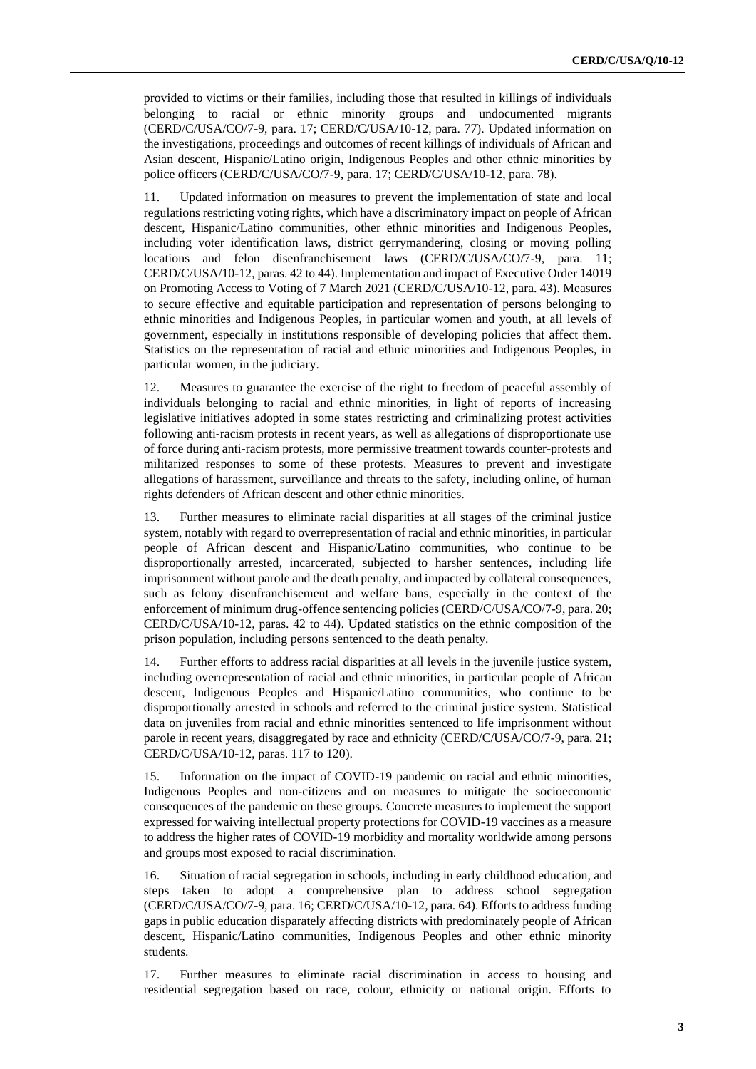provided to victims or their families, including those that resulted in killings of individuals belonging to racial or ethnic minority groups and undocumented migrants (CERD/C/USA/CO/7-9, para. 17; CERD/C/USA/10-12, para. 77). Updated information on the investigations, proceedings and outcomes of recent killings of individuals of African and Asian descent, Hispanic/Latino origin, Indigenous Peoples and other ethnic minorities by police officers (CERD/C/USA/CO/7-9, para. 17; CERD/C/USA/10-12, para. 78).

11. Updated information on measures to prevent the implementation of state and local regulations restricting voting rights, which have a discriminatory impact on people of African descent, Hispanic/Latino communities, other ethnic minorities and Indigenous Peoples, including voter identification laws, district gerrymandering, closing or moving polling locations and felon disenfranchisement laws (CERD/C/USA/CO/7-9, para. 11; CERD/C/USA/10-12, paras. 42 to 44). Implementation and impact of Executive Order 14019 on Promoting Access to Voting of 7 March 2021 (CERD/C/USA/10-12, para. 43). Measures to secure effective and equitable participation and representation of persons belonging to ethnic minorities and Indigenous Peoples, in particular women and youth, at all levels of government, especially in institutions responsible of developing policies that affect them. Statistics on the representation of racial and ethnic minorities and Indigenous Peoples, in particular women, in the judiciary.

12. Measures to guarantee the exercise of the right to freedom of peaceful assembly of individuals belonging to racial and ethnic minorities, in light of reports of increasing legislative initiatives adopted in some states restricting and criminalizing protest activities following anti-racism protests in recent years, as well as allegations of disproportionate use of force during anti-racism protests, more permissive treatment towards counter-protests and militarized responses to some of these protests. Measures to prevent and investigate allegations of harassment, surveillance and threats to the safety, including online, of human rights defenders of African descent and other ethnic minorities.

13. Further measures to eliminate racial disparities at all stages of the criminal justice system, notably with regard to overrepresentation of racial and ethnic minorities, in particular people of African descent and Hispanic/Latino communities, who continue to be disproportionally arrested, incarcerated, subjected to harsher sentences, including life imprisonment without parole and the death penalty, and impacted by collateral consequences, such as felony disenfranchisement and welfare bans, especially in the context of the enforcement of minimum drug-offence sentencing policies (CERD/C/USA/CO/7-9, para. 20; CERD/C/USA/10-12, paras. 42 to 44). Updated statistics on the ethnic composition of the prison population, including persons sentenced to the death penalty.

14. Further efforts to address racial disparities at all levels in the juvenile justice system, including overrepresentation of racial and ethnic minorities, in particular people of African descent, Indigenous Peoples and Hispanic/Latino communities, who continue to be disproportionally arrested in schools and referred to the criminal justice system. Statistical data on juveniles from racial and ethnic minorities sentenced to life imprisonment without parole in recent years, disaggregated by race and ethnicity (CERD/C/USA/CO/7-9, para. 21; CERD/C/USA/10-12, paras. 117 to 120).

15. Information on the impact of COVID-19 pandemic on racial and ethnic minorities, Indigenous Peoples and non-citizens and on measures to mitigate the socioeconomic consequences of the pandemic on these groups. Concrete measures to implement the support expressed for waiving intellectual property protections for COVID-19 vaccines as a measure to address the higher rates of COVID-19 morbidity and mortality worldwide among persons and groups most exposed to racial discrimination.

16. Situation of racial segregation in schools, including in early childhood education, and steps taken to adopt a comprehensive plan to address school segregation (CERD/C/USA/CO/7-9, para. 16; CERD/C/USA/10-12, para. 64). Efforts to address funding gaps in public education disparately affecting districts with predominately people of African descent, Hispanic/Latino communities, Indigenous Peoples and other ethnic minority students.

17. Further measures to eliminate racial discrimination in access to housing and residential segregation based on race, colour, ethnicity or national origin. Efforts to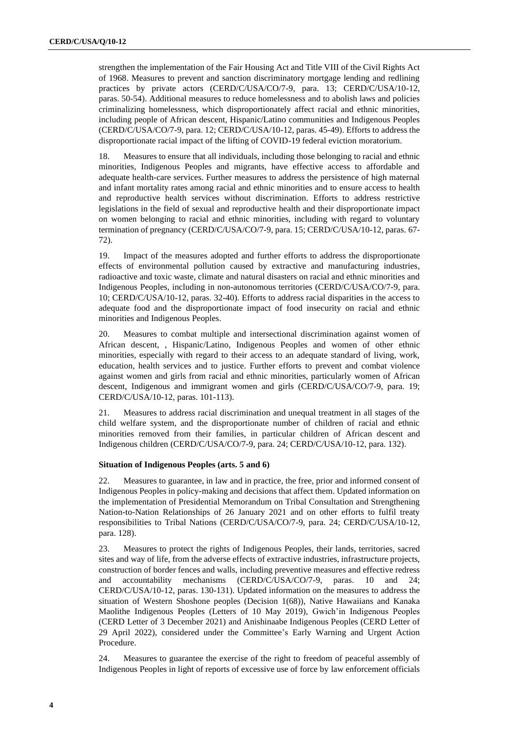strengthen the implementation of the Fair Housing Act and Title VIII of the Civil Rights Act of 1968. Measures to prevent and sanction discriminatory mortgage lending and redlining practices by private actors (CERD/C/USA/CO/7-9, para. 13; CERD/C/USA/10-12, paras. 50-54). Additional measures to reduce homelessness and to abolish laws and policies criminalizing homelessness, which disproportionately affect racial and ethnic minorities, including people of African descent, Hispanic/Latino communities and Indigenous Peoples (CERD/C/USA/CO/7-9, para. 12; CERD/C/USA/10-12, paras. 45-49). Efforts to address the disproportionate racial impact of the lifting of COVID-19 federal eviction moratorium.

18. Measures to ensure that all individuals, including those belonging to racial and ethnic minorities, Indigenous Peoples and migrants, have effective access to affordable and adequate health-care services. Further measures to address the persistence of high maternal and infant mortality rates among racial and ethnic minorities and to ensure access to health and reproductive health services without discrimination. Efforts to address restrictive legislations in the field of sexual and reproductive health and their disproportionate impact on women belonging to racial and ethnic minorities, including with regard to voluntary termination of pregnancy (CERD/C/USA/CO/7-9, para. 15; CERD/C/USA/10-12, paras. 67-72).

19. Impact of the measures adopted and further efforts to address the disproportionate effects of environmental pollution caused by extractive and manufacturing industries, radioactive and toxic waste, climate and natural disasters on racial and ethnic minorities and Indigenous Peoples, including in non-autonomous territories (CERD/C/USA/CO/7-9, para. 10; CERD/C/USA/10-12, paras. 32-40). Efforts to address racial disparities in the access to adequate food and the disproportionate impact of food insecurity on racial and ethnic minorities and Indigenous Peoples.

20. Measures to combat multiple and intersectional discrimination against women of African descent, , Hispanic/Latino, Indigenous Peoples and women of other ethnic minorities, especially with regard to their access to an adequate standard of living, work, education, health services and to justice. Further efforts to prevent and combat violence against women and girls from racial and ethnic minorities, particularly women of African descent, Indigenous and immigrant women and girls (CERD/C/USA/CO/7-9, para. 19; CERD/C/USA/10-12, paras. 101-113).

21. Measures to address racial discrimination and unequal treatment in all stages of the child welfare system, and the disproportionate number of children of racial and ethnic minorities removed from their families, in particular children of African descent and Indigenous children (CERD/C/USA/CO/7-9, para. 24; CERD/C/USA/10-12, para. 132).

### Situation of Indigenous Peoples (arts. 5 and 6)

22. Measures to guarantee, in law and in practice, the free, prior and informed consent of Indigenous Peoples in policy-making and decisions that affect them. Updated information on the implementation of Presidential Memorandum on Tribal Consultation and Strengthening Nation-to-Nation Relationships of 26 January 2021 and on other efforts to fulfil treaty responsibilities to Tribal Nations (CERD/C/USA/CO/7-9, para. 24; CERD/C/USA/10-12, para. 128).

23. Measures to protect the rights of Indigenous Peoples, their lands, territories, sacred sites and way of life, from the adverse effects of extractive industries, infrastructure projects, construction of border fences and walls, including preventive measures and effective redress and accountability mechanisms (CERD/C/USA/CO/7-9, paras. 10 and 24; CERD/C/USA/10-12, paras. 130-131). Updated information on the measures to address the situation of Western Shoshone peoples (Decision 1(68)), Native Hawaiians and Kanaka Maolithe Indigenous Peoples (Letters of 10 May 2019), Gwich'in Indigenous Peoples (CERD Letter of 3 December 2021) and Anishinaabe Indigenous Peoples (CERD Letter of 29 April 2022), considered under the Committee's Early Warning and Urgent Action Procedure.

24. Measures to guarantee the exercise of the right to freedom of peaceful assembly of Indigenous Peoples in light of reports of excessive use of force by law enforcement officials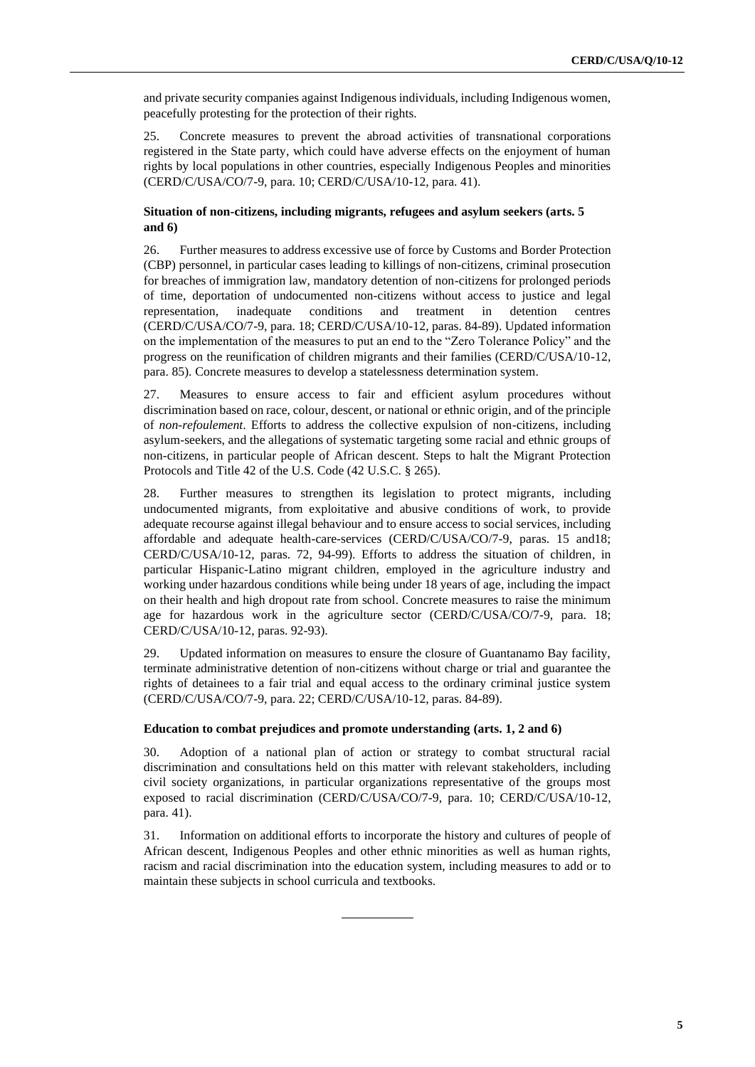and private security companies against Indigenous individuals, including Indigenous women, peacefully protesting for the protection of their rights.

25. Concrete measures to prevent the abroad activities of transnational corporations registered in the State party, which could have adverse effects on the enjoyment of human rights by local populations in other countries, especially Indigenous Peoples and minorities (CERD/C/USA/CO/7-9, para. 10; CERD/C/USA/10-12, para. 41).

### Situation of non-citizens, including migrants, refugees and asylum seekers (arts. 5 and 6)

26. Further measures to address excessive use of force by Customs and Border Protection (CBP) personnel, in particular cases leading to killings of non-citizens, criminal prosecution for breaches of immigration law, mandatory detention of non-citizens for prolonged periods of time, deportation of undocumented non-citizens without access to justice and legal representation, inadequate conditions and treatment in detention centres (CERD/C/USA/CO/7-9, para. 18; CERD/C/USA/10-12, paras. 84-89). Updated information on the implementation of the measures to put an end to the "Zero Tolerance Policy" and the progress on the reunification of children migrants and their families (CERD/C/USA/10-12, para. 85). Concrete measures to develop a statelessness determination system.

27. Measures to ensure access to fair and efficient asylum procedures without discrimination based on race, colour, descent, or national or ethnic origin, and of the principle of *non-refoulement*. Efforts to address the collective expulsion of non-citizens, including asylum-seekers, and the allegations of systematic targeting some racial and ethnic groups of non-citizens, in particular people of African descent. Steps to halt the Migrant Protection Protocols and Title 42 of the U.S. Code (42 U.S.C. § 265).

28. Further measures to strengthen its legislation to protect migrants, including undocumented migrants, from exploitative and abusive conditions of work, to provide adequate recourse against illegal behaviour and to ensure access to social services, including affordable and adequate health-care-services (CERD/C/USA/CO/7-9, paras. 15 and18; CERD/C/USA/10-12, paras. 72, 94-99). Efforts to address the situation of children, in particular Hispanic-Latino migrant children, employed in the agriculture industry and working under hazardous conditions while being under 18 years of age, including the impact on their health and high dropout rate from school. Concrete measures to raise the minimum age for hazardous work in the agriculture sector (CERD/C/USA/CO/7-9, para. 18; CERD/C/USA/10-12, paras. 92-93).

29. Updated information on measures to ensure the closure of Guantanamo Bay facility, terminate administrative detention of non-citizens without charge or trial and guarantee the rights of detainees to a fair trial and equal access to the ordinary criminal justice system (CERD/C/USA/CO/7-9, para. 22; CERD/C/USA/10-12, paras. 84-89).

### Education to combat prejudices and promote understanding (arts. 1, 2 and 6)

30. Adoption of a national plan of action or strategy to combat structural racial discrimination and consultations held on this matter with relevant stakeholders, including civil society organizations, in particular organizations representative of the groups most exposed to racial discrimination (CERD/C/USA/CO/7-9, para. 10; CERD/C/USA/10-12, para. 41).

31. Information on additional efforts to incorporate the history and cultures of people of African descent, Indigenous Peoples and other ethnic minorities as well as human rights, racism and racial discrimination into the education system, including measures to add or to maintain these subjects in school curricula and textbooks.